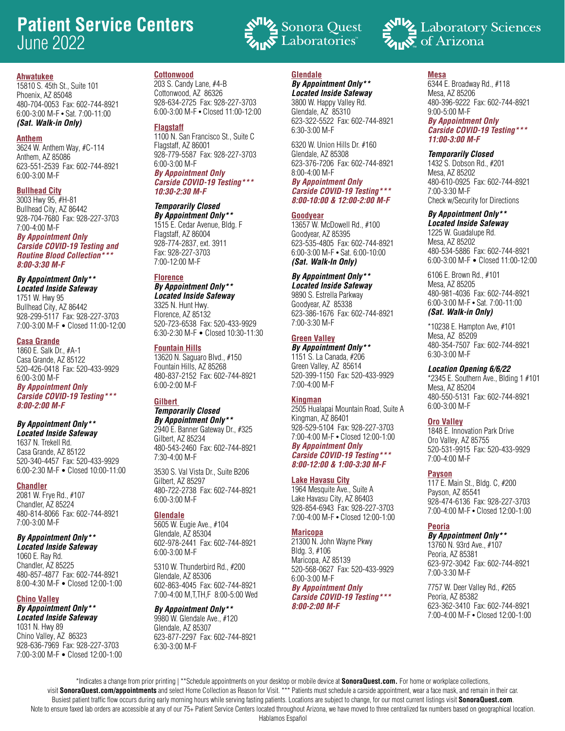# Patient Service Centers
June 2022

Sonora Quest Laboratories™ | Laboratory Sciences of Arizona™

### Ahwatukee
15810 S. 45th St., Suite 101
Phoenix, AZ 85048
480-704-0053 Fax: 602-744-8921
6:00-3:00 M-F • Sat. 7:00-11:00
***(Sat. Walk-in Only)***

### Anthem
3624 W. Anthem Way, #C-114
Anthem, AZ 85086
623-551-2539 Fax: 602-744-8921
6:00-3:00 M-F

### Bullhead City
3003 Hwy 95, #H-81
Bullhead City, AZ 86442
928-704-7680 Fax: 928-227-3703
7:00-4:00 M-F
***By Appointment Only***
***Carside COVID-19 Testing and Routine Blood Collection\*\*\****
***8:00-3:30 M-F***

***By Appointment Only\*\****
***Located Inside Safeway***
1751 W. Hwy 95
Bullhead City, AZ 86442
928-299-5117 Fax: 928-227-3703
7:00-3:00 M-F • Closed 11:00-12:00

### Casa Grande
1860 E. Salk Dr., #A-1
Casa Grande, AZ 85122
520-426-0418 Fax: 520-433-9929
6:00-3:00 M-F
***By Appointment Only***
***Carside COVID-19 Testing\*\*\****
***8:00-2:00 M-F***

***By Appointment Only\*\****
***Located Inside Safeway***
1637 N. Trekell Rd.
Casa Grande, AZ 85122
520-340-4457 Fax: 520-433-9929
6:00-2:30 M-F • Closed 10:00-11:00

### Chandler
2081 W. Frye Rd., #107
Chandler, AZ 85224
480-814-8066 Fax: 602-744-8921
7:00-3:00 M-F

***By Appointment Only\*\****
***Located Inside Safeway***
1060 E. Ray Rd.
Chandler, AZ 85225
480-857-4877 Fax: 602-744-8921
8:00-4:30 M-F • Closed 12:00-1:00

### Chino Valley
***By Appointment Only\*\****
***Located Inside Safeway***
1031 N. Hwy 89
Chino Valley, AZ 86323
928-636-7969 Fax: 928-227-3703
7:00-3:00 M-F • Closed 12:00-1:00

### Cottonwood
203 S. Candy Lane, #4-B
Cottonwood, AZ 86326
928-634-2725 Fax: 928-227-3703
6:00-3:00 M-F • Closed 11:00-12:00

### Flagstaff
1100 N. San Francisco St., Suite C
Flagstaff, AZ 86001
928-779-5587 Fax: 928-227-3703
6:00-3:00 M-F
***By Appointment Only***
***Carside COVID-19 Testing\*\*\****
***10:30-2:30 M-F***

***Temporarily Closed***
***By Appointment Only\*\****
1515 E. Cedar Avenue, Bldg. F
Flagstaff, AZ 86004
928-774-2837, ext. 3911
Fax: 928-227-3703
7:00-12:00 M-F

### Florence
***By Appointment Only\*\****
***Located Inside Safeway***
3325 N. Hunt Hwy.
Florence, AZ 85132
520-723-6538 Fax: 520-433-9929
6:30-2:30 M-F • Closed 10:30-11:30

### Fountain Hills
13620 N. Saguaro Blvd., #150
Fountain Hills, AZ 85268
480-837-2152 Fax: 602-744-8921
6:00-2:00 M-F

### Gilbert
***Temporarily Closed***
***By Appointment Only\*\****
2940 E. Banner Gateway Dr., #325
Gilbert, AZ 85234
480-543-2460 Fax: 602-744-8921
7:30-4:00 M-F

3530 S. Val Vista Dr., Suite B206
Gilbert, AZ 85297
480-722-2738 Fax: 602-744-8921
6:00-3:00 M-F

### Glendale
5605 W. Eugie Ave., #104
Glendale, AZ 85304
602-978-2441 Fax: 602-744-8921
6:00-3:00 M-F

5310 W. Thunderbird Rd., #200
Glendale, AZ 85306
602-863-4045 Fax: 602-744-8921
7:00-4:00 M,T,TH,F 8:00-5:00 Wed

***By Appointment Only\*\****
9980 W. Glendale Ave., #120
Glendale, AZ 85307
623-877-2297 Fax: 602-744-8921
6:30-3:00 M-F

### Glendale
***By Appointment Only\*\****
***Located Inside Safeway***
3800 W. Happy Valley Rd.
Glendale, AZ 85310
623-322-5522 Fax: 602-744-8921
6:30-3:00 M-F

6320 W. Union Hills Dr. #160
Glendale, AZ 85308
623-376-7206 Fax: 602-744-8921
8:00-4:00 M-F
***By Appointment Only***
***Carside COVID-19 Testing\*\*\****
***8:00-10:00 & 12:00-2:00 M-F***

### Goodyear
13657 W. McDowell Rd., #100
Goodyear, AZ 85395
623-535-4805 Fax: 602-744-8921
6:00-3:00 M-F • Sat. 6:00-10:00
***(Sat. Walk-In Only)***

***By Appointment Only\*\****
***Located Inside Safeway***
9890 S. Estrella Parkway
Goodyear, AZ 85338
623-386-1676 Fax: 602-744-8921
7:00-3:30 M-F

### Green Valley
***By Appointment Only\*\****
1151 S. La Canada, #206
Green Valley, AZ 85614
520-399-1150 Fax: 520-433-9929
7:00-4:00 M-F

### Kingman
2505 Hualapai Mountain Road, Suite A
Kingman, AZ 86401
928-529-5104 Fax: 928-227-3703
7:00-4:00 M-F • Closed 12:00-1:00
***By Appointment Only***
***Carside COVID-19 Testing\*\*\****
***8:00-12:00 & 1:00-3:30 M-F***

### Lake Havasu City
1964 Mesquite Ave., Suite A
Lake Havasu City, AZ 86403
928-854-6943 Fax: 928-227-3703
7:00-4:00 M-F • Closed 12:00-1:00

### Maricopa
21300 N. John Wayne Pkwy
Bldg. 3, #106
Maricopa, AZ 85139
520-568-0627 Fax: 520-433-9929
6:00-3:00 M-F
***By Appointment Only***
***Carside COVID-19 Testing\*\*\****
***8:00-2:00 M-F***

### Mesa
6344 E. Broadway Rd., #118
Mesa, AZ 85206
480-396-9222 Fax: 602-744-8921
9:00-5:00 M-F
***By Appointment Only***
***Carside COVID-19 Testing\*\*\****
***11:00-3:00 M-F***

***Temporarily Closed***
1432 S. Dobson Rd., #201
Mesa, AZ 85202
480-610-0925 Fax: 602-744-8921
7:00-3:30 M-F
Check w/Security for Directions

***By Appointment Only\*\****
***Located Inside Safeway***
1225 W. Guadalupe Rd.
Mesa, AZ 85202
480-534-5886 Fax: 602-744-8921
6:00-3:00 M-F • Closed 11:00-12:00

6106 E. Brown Rd., #101
Mesa, AZ 85205
480-981-4036 Fax: 602-744-8921
6:00-3:00 M-F • Sat. 7:00-11:00
***(Sat. Walk-in Only)***

*10238 E. Hampton Ave, #101
Mesa, AZ 85209
480-354-7507 Fax: 602-744-8921
6:30-3:00 M-F

***Location Opening 6/6/22***
*2345 E. Southern Ave., Blding 1 #101
Mesa, AZ 85204
480-550-5131 Fax: 602-744-8921
6:00-3:00 M-F

### Oro Valley
1848 E. Innovation Park Drive
Oro Valley, AZ 85755
520-531-9915 Fax: 520-433-9929
7:00-4:00 M-F

### Payson
117 E. Main St., Bldg. C, #200
Payson, AZ 85541
928-474-6136 Fax: 928-227-3703
7:00-4:00 M-F • Closed 12:00-1:00

### Peoria
***By Appointment Only\*\****
13760 N. 93rd Ave., #107
Peoria, AZ 85381
623-972-3042 Fax: 602-744-8921
7:00-3:30 M-F

7757 W. Deer Valley Rd., #265
Peoria, AZ 85382
623-362-3410 Fax: 602-744-8921
7:00-4:00 M-F • Closed 12:00-1:00

---

*Indicates a change from prior printing | **Schedule appointments on your desktop or mobile device at **SonoraQuest.com.** For home or workplace collections, visit **SonoraQuest.com/appointments** and select Home Collection as Reason for Visit. *** Patients must schedule a carside appointment, wear a face mask, and remain in their car. Busiest patient traffic flow occurs during early morning hours while serving fasting patients. Locations are subject to change, for our most current listings visit **SonoraQuest.com**. Note to ensure faxed lab orders are accessible at any of our 75+ Patient Service Centers located throughout Arizona, we have moved to three centralized fax numbers based on geographical location.
Hablamos Español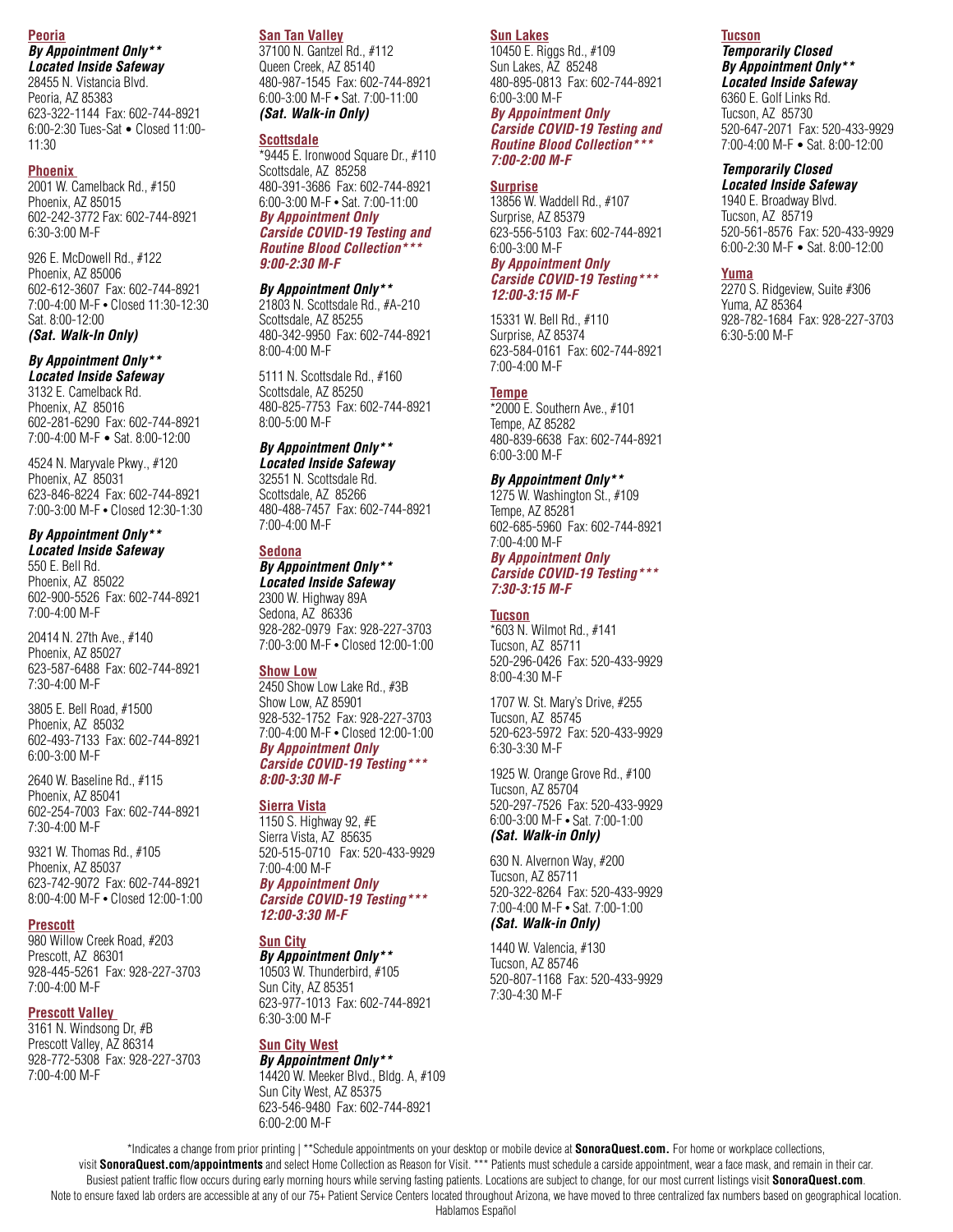**Peoria**

***By Appointment Only\*\****
***Located Inside Safeway***
28455 N. Vistancia Blvd.
Peoria, AZ 85383
623-322-1144 Fax: 602-744-8921
6:00-2:30 Tues-Sat • Closed 11:00-11:30

**Phoenix**

2001 W. Camelback Rd., #150
Phoenix, AZ 85015
602-242-3772 Fax: 602-744-8921
6:30-3:00 M-F

926 E. McDowell Rd., #122
Phoenix, AZ 85006
602-612-3607 Fax: 602-744-8921
7:00-4:00 M-F • Closed 11:30-12:30
Sat. 8:00-12:00
***(Sat. Walk-In Only)***

***By Appointment Only\*\****
***Located Inside Safeway***
3132 E. Camelback Rd.
Phoenix, AZ 85016
602-281-6290 Fax: 602-744-8921
7:00-4:00 M-F • Sat. 8:00-12:00

4524 N. Maryvale Pkwy., #120
Phoenix, AZ 85031
623-846-8224 Fax: 602-744-8921
7:00-3:00 M-F • Closed 12:30-1:30

***By Appointment Only\*\****
***Located Inside Safeway***
550 E. Bell Rd.
Phoenix, AZ 85022
602-900-5526 Fax: 602-744-8921
7:00-4:00 M-F

20414 N. 27th Ave., #140
Phoenix, AZ 85027
623-587-6488 Fax: 602-744-8921
7:30-4:00 M-F

3805 E. Bell Road, #1500
Phoenix, AZ 85032
602-493-7133 Fax: 602-744-8921
6:00-3:00 M-F

2640 W. Baseline Rd., #115
Phoenix, AZ 85041
602-254-7003 Fax: 602-744-8921
7:30-4:00 M-F

9321 W. Thomas Rd., #105
Phoenix, AZ 85037
623-742-9072 Fax: 602-744-8921
8:00-4:00 M-F • Closed 12:00-1:00

**Prescott**

980 Willow Creek Road, #203
Prescott, AZ 86301
928-445-5261 Fax: 928-227-3703
7:00-4:00 M-F

**Prescott Valley**

3161 N. Windsong Dr, #B
Prescott Valley, AZ 86314
928-772-5308 Fax: 928-227-3703
7:00-4:00 M-F

**San Tan Valley**

37100 N. Gantzel Rd., #112
Queen Creek, AZ 85140
480-987-1545 Fax: 602-744-8921
6:00-3:00 M-F • Sat. 7:00-11:00
***(Sat. Walk-in Only)***

**Scottsdale**

*9445 E. Ironwood Square Dr., #110
Scottsdale, AZ 85258
480-391-3686 Fax: 602-744-8921
6:00-3:00 M-F • Sat. 7:00-11:00
***By Appointment Only***
***Carside COVID-19 Testing and Routine Blood Collection\*\*\****
***9:00-2:30 M-F***

***By Appointment Only\*\****
21803 N. Scottsdale Rd., #A-210
Scottsdale, AZ 85255
480-342-9950 Fax: 602-744-8921
8:00-4:00 M-F

5111 N. Scottsdale Rd., #160
Scottsdale, AZ 85250
480-825-7753 Fax: 602-744-8921
8:00-5:00 M-F

***By Appointment Only\*\****
***Located Inside Safeway***
32551 N. Scottsdale Rd.
Scottsdale, AZ 85266
480-488-7457 Fax: 602-744-8921
7:00-4:00 M-F

**Sedona**

***By Appointment Only\*\****
***Located Inside Safeway***
2300 W. Highway 89A
Sedona, AZ 86336
928-282-0979 Fax: 928-227-3703
7:00-3:00 M-F • Closed 12:00-1:00

**Show Low**

2450 Show Low Lake Rd., #3B
Show Low, AZ 85901
928-532-1752 Fax: 928-227-3703
7:00-4:00 M-F • Closed 12:00-1:00
***By Appointment Only***
***Carside COVID-19 Testing\*\*\****
***8:00-3:30 M-F***

**Sierra Vista**

1150 S. Highway 92, #E
Sierra Vista, AZ 85635
520-515-0710 Fax: 520-433-9929
7:00-4:00 M-F
***By Appointment Only***
***Carside COVID-19 Testing\*\*\****
***12:00-3:30 M-F***

**Sun City**

***By Appointment Only\*\****
10503 W. Thunderbird, #105
Sun City, AZ 85351
623-977-1013 Fax: 602-744-8921
6:30-3:00 M-F

**Sun City West**

***By Appointment Only\*\****
14420 W. Meeker Blvd., Bldg. A, #109
Sun City West, AZ 85375
623-546-9480 Fax: 602-744-8921
6:00-2:00 M-F

**Sun Lakes**

10450 E. Riggs Rd., #109
Sun Lakes, AZ 85248
480-895-0813 Fax: 602-744-8921
6:00-3:00 M-F
***By Appointment Only***
***Carside COVID-19 Testing and Routine Blood Collection\*\*\****
***7:00-2:00 M-F***

**Surprise**

13856 W. Waddell Rd., #107
Surprise, AZ 85379
623-556-5103 Fax: 602-744-8921
6:00-3:00 M-F
***By Appointment Only***
***Carside COVID-19 Testing\*\*\****
***12:00-3:15 M-F***

15331 W. Bell Rd., #110
Surprise, AZ 85374
623-584-0161 Fax: 602-744-8921
7:00-4:00 M-F

**Tempe**

*2000 E. Southern Ave., #101
Tempe, AZ 85282
480-839-6638 Fax: 602-744-8921
6:00-3:00 M-F

***By Appointment Only\*\****
1275 W. Washington St., #109
Tempe, AZ 85281
602-685-5960 Fax: 602-744-8921
7:00-4:00 M-F
***By Appointment Only***
***Carside COVID-19 Testing\*\*\****
***7:30-3:15 M-F***

**Tucson**

*603 N. Wilmot Rd., #141
Tucson, AZ 85711
520-296-0426 Fax: 520-433-9929
8:00-4:30 M-F

1707 W. St. Mary's Drive, #255
Tucson, AZ 85745
520-623-5972 Fax: 520-433-9929
6:30-3:30 M-F

1925 W. Orange Grove Rd., #100
Tucson, AZ 85704
520-297-7526 Fax: 520-433-9929
6:00-3:00 M-F • Sat. 7:00-1:00
***(Sat. Walk-in Only)***

630 N. Alvernon Way, #200
Tucson, AZ 85711
520-322-8264 Fax: 520-433-9929
7:00-4:00 M-F • Sat. 7:00-1:00
***(Sat. Walk-in Only)***

1440 W. Valencia, #130
Tucson, AZ 85746
520-807-1168 Fax: 520-433-9929
7:30-4:30 M-F

**Tucson**

***Temporarily Closed***
***By Appointment Only\*\****
***Located Inside Safeway***
6360 E. Golf Links Rd.
Tucson, AZ 85730
520-647-2071 Fax: 520-433-9929
7:00-4:00 M-F • Sat. 8:00-12:00

***Temporarily Closed***
***Located Inside Safeway***
1940 E. Broadway Blvd.
Tucson, AZ 85719
520-561-8576 Fax: 520-433-9929
6:00-2:30 M-F • Sat. 8:00-12:00

**Yuma**

2270 S. Ridgeview, Suite #306
Yuma, AZ 85364
928-782-1684 Fax: 928-227-3703
6:30-5:00 M-F

*Indicates a change from prior printing | **Schedule appointments on your desktop or mobile device at **SonoraQuest.com.** For home or workplace collections, visit **SonoraQuest.com/appointments** and select Home Collection as Reason for Visit. *** Patients must schedule a carside appointment, wear a face mask, and remain in their car. Busiest patient traffic flow occurs during early morning hours while serving fasting patients. Locations are subject to change, for our most current listings visit **SonoraQuest.com**. Note to ensure faxed lab orders are accessible at any of our 75+ Patient Service Centers located throughout Arizona, we have moved to three centralized fax numbers based on geographical location.
Hablamos Español